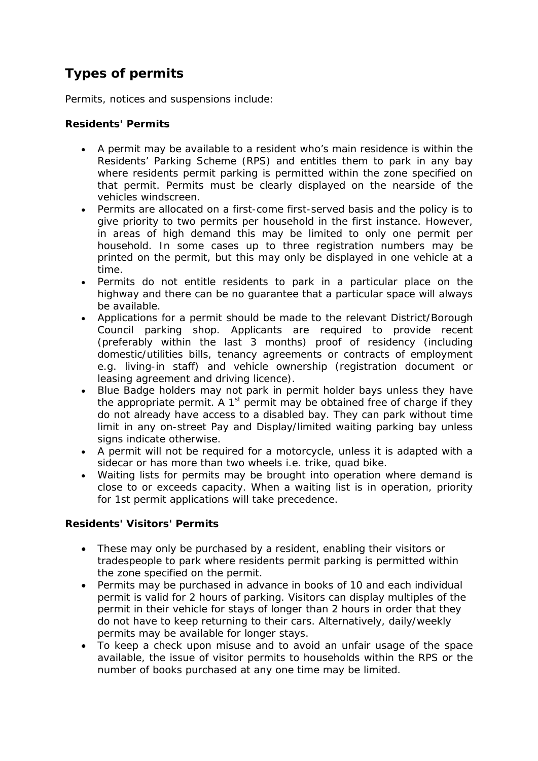## Types of permits

Permits, notices and suspensions include:

### Residents' Permits

- A permit may be available to a resident who's main residence is within the Residents' Parking Scheme (RPS) and entitles them to park in any bay where residents permit parking is permitted within the zone specified on that permit. Permits must be clearly displayed on the nearside of the vehicles windscreen.
- Permits are allocated on a first-come first-served basis and the policy is to give priority to two permits per household in the first instance. However, in areas of high demand this may be limited to only one permit per household. In some cases up to three registration numbers may be printed on the permit, but this may only be displayed in one vehicle at a time.
- Permits do not entitle residents to park in a particular place on the highway and there can be no guarantee that a particular space will always be available.
- Applications for a permit should be made to the relevant District/Borough Council parking shop. Applicants are required to provide recent (preferably within the last 3 months) proof of residency (including domestic/utilities bills, tenancy agreements or contracts of employment e.g. living-in staff) and vehicle ownership (registration document or leasing agreement and driving licence).
- Blue Badge holders may not park in permit holder bays unless they have the appropriate permit. A 1st permit may be obtained free of charge if they do not already have access to a disabled bay. They can park without time limit in any on-street Pay and Display/limited waiting parking bay unless signs indicate otherwise.
- A permit will not be required for a motorcycle, unless it is adapted with a sidecar or has more than two wheels i.e. trike, quad bike.
- Waiting lists for permits may be brought into operation where demand is close to or exceeds capacity. When a waiting list is in operation, priority for 1st permit applications will take precedence.

### Residents' Visitors' Permits

- These may only be purchased by a resident, enabling their visitors or tradespeople to park where residents permit parking is permitted within the zone specified on the permit.
- Permits may be purchased in advance in books of 10 and each individual permit is valid for 2 hours of parking. Visitors can display multiples of the permit in their vehicle for stays of longer than 2 hours in order that they do not have to keep returning to their cars. Alternatively, daily/weekly permits may be available for longer stays.
- To keep a check upon misuse and to avoid an unfair usage of the space available, the issue of visitor permits to households within the RPS or the number of books purchased at any one time may be limited.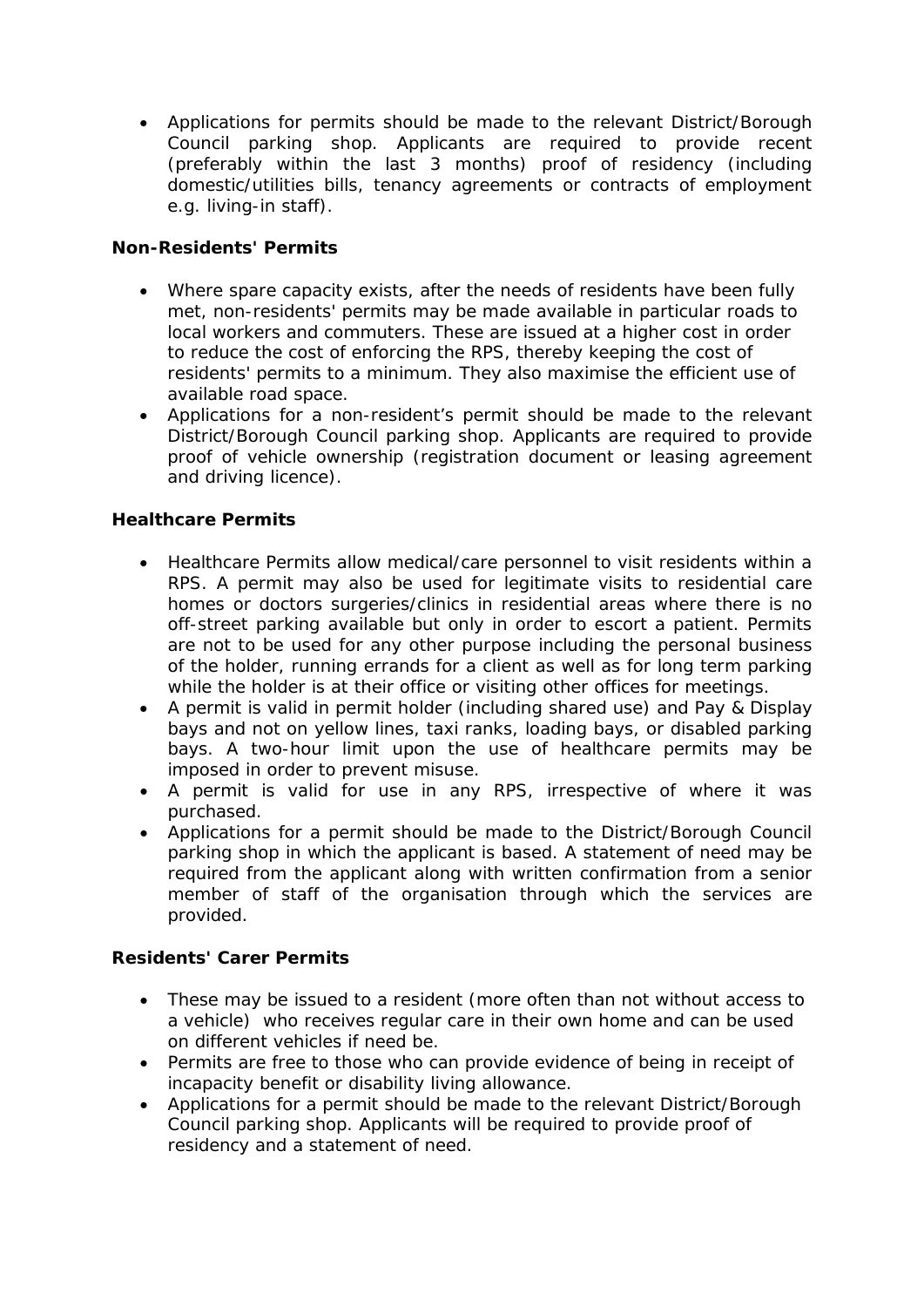- Applications for permits should be made to the relevant District/Borough Council parking shop. Applicants are required to provide recent (preferably within the last 3 months) proof of residency (including domestic/utilities bills, tenancy agreements or contracts of employment e.g. living-in staff).

**Non-Residents' Permits**

- Where spare capacity exists, after the needs of residents have been fully met, non-residents' permits may be made available in particular roads to local workers and commuters. These are issued at a higher cost in order to reduce the cost of enforcing the RPS, thereby keeping the cost of residents' permits to a minimum. They also maximise the efficient use of available road space.
- Applications for a non-resident's permit should be made to the relevant District/Borough Council parking shop. Applicants are required to provide proof of vehicle ownership (registration document or leasing agreement and driving licence).

**Healthcare Permits**

- Healthcare Permits allow medical/care personnel to visit residents within a RPS. A permit may also be used for legitimate visits to residential care homes or doctors surgeries/clinics in residential areas where there is no off-street parking available but only in order to escort a patient. Permits are not to be used for any other purpose including the personal business of the holder, running errands for a client as well as for long term parking while the holder is at their office or visiting other offices for meetings.
- A permit is valid in permit holder (including shared use) and Pay & Display bays and not on yellow lines, taxi ranks, loading bays, or disabled parking bays. A two-hour limit upon the use of healthcare permits may be imposed in order to prevent misuse.
- A permit is valid for use in any RPS, irrespective of where it was purchased.
- Applications for a permit should be made to the District/Borough Council parking shop in which the applicant is based. A statement of need may be required from the applicant along with written confirmation from a senior member of staff of the organisation through which the services are provided.

**Residents' Carer Permits**

- These may be issued to a resident (more often than not without access to a vehicle) who receives regular care in their own home and can be used on different vehicles if need be.
- Permits are free to those who can provide evidence of being in receipt of incapacity benefit or disability living allowance.
- Applications for a permit should be made to the relevant District/Borough Council parking shop. Applicants will be required to provide proof of residency and a statement of need.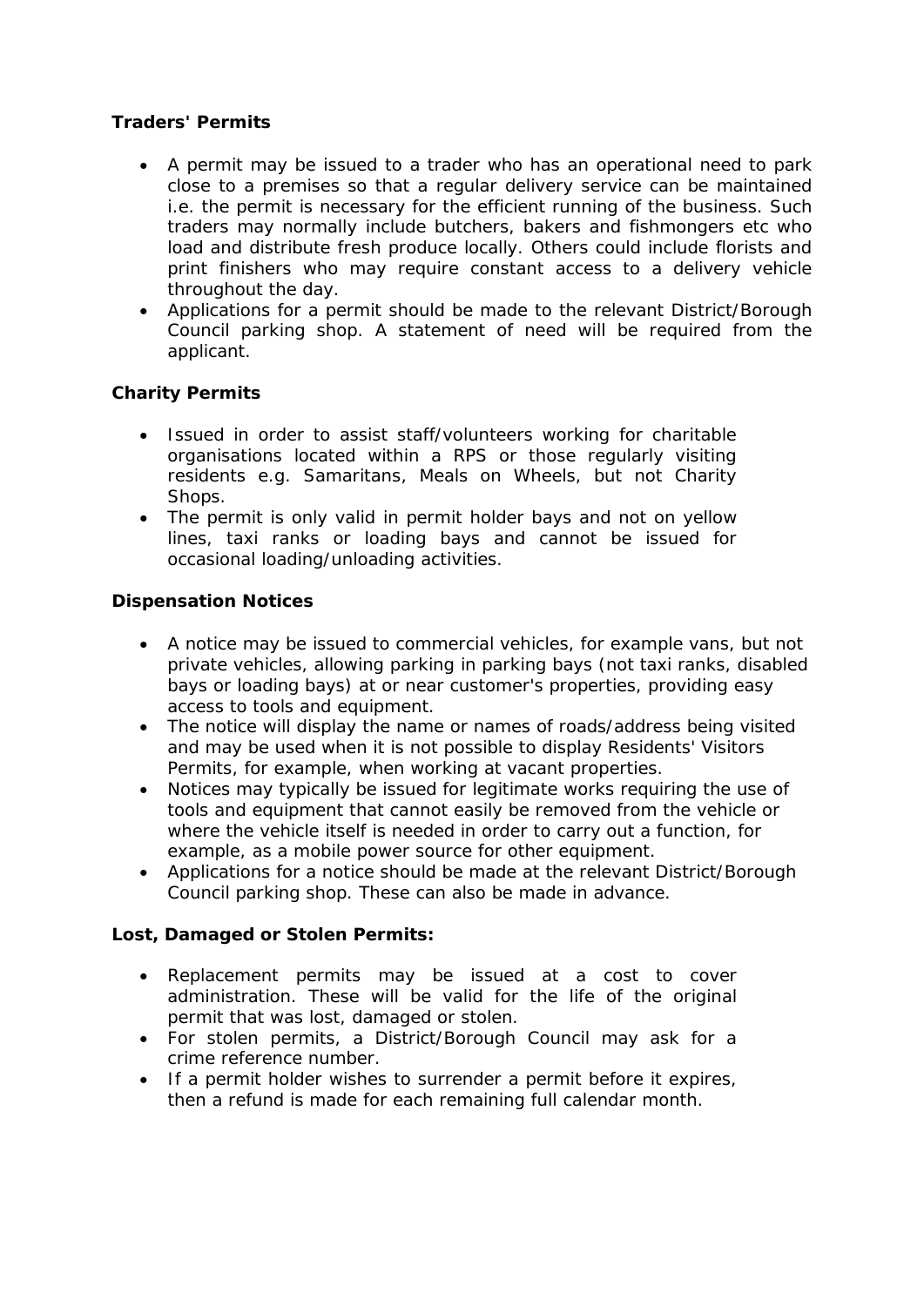**Traders' Permits**

- A permit may be issued to a trader who has an operational need to park close to a premises so that a regular delivery service can be maintained i.e. the permit is necessary for the efficient running of the business. Such traders may normally include butchers, bakers and fishmongers etc who load and distribute fresh produce locally. Others could include florists and print finishers who may require constant access to a delivery vehicle throughout the day.
- Applications for a permit should be made to the relevant District/Borough Council parking shop. A statement of need will be required from the applicant.

**Charity Permits**

- Issued in order to assist staff/volunteers working for charitable organisations located within a RPS or those regularly visiting residents e.g. Samaritans, Meals on Wheels, but not Charity Shops.
- The permit is only valid in permit holder bays and not on yellow lines, taxi ranks or loading bays and cannot be issued for occasional loading/unloading activities.

**Dispensation Notices**

- A notice may be issued to commercial vehicles, for example vans, but not private vehicles, allowing parking in parking bays (not taxi ranks, disabled bays or loading bays) at or near customer's properties, providing easy access to tools and equipment.
- The notice will display the name or names of roads/address being visited and may be used when it is not possible to display Residents' Visitors Permits, for example, when working at vacant properties.
- Notices may typically be issued for legitimate works requiring the use of tools and equipment that cannot easily be removed from the vehicle or where the vehicle itself is needed in order to carry out a function, for example, as a mobile power source for other equipment.
- Applications for a notice should be made at the relevant District/Borough Council parking shop. These can also be made in advance.

**Lost, Damaged or Stolen Permits:**

- Replacement permits may be issued at a cost to cover administration. These will be valid for the life of the original permit that was lost, damaged or stolen.
- For stolen permits, a District/Borough Council may ask for a crime reference number.
- If a permit holder wishes to surrender a permit before it expires, then a refund is made for each remaining full calendar month.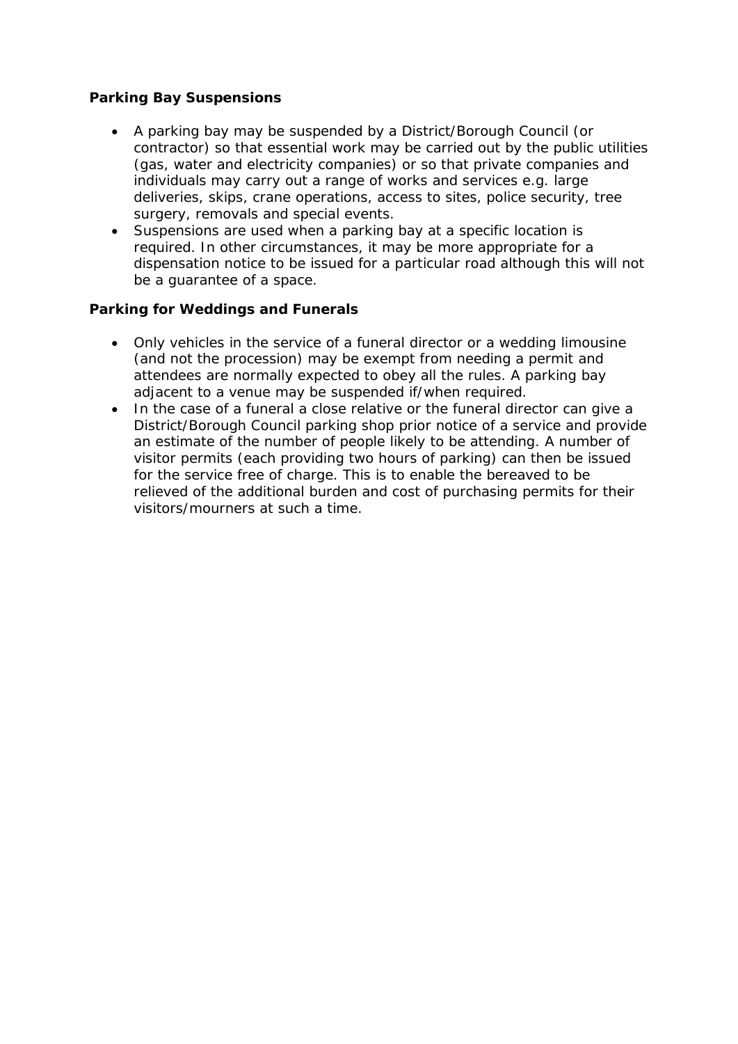**Parking Bay Suspensions**

- A parking bay may be suspended by a District/Borough Council (or contractor) so that essential work may be carried out by the public utilities (gas, water and electricity companies) or so that private companies and individuals may carry out a range of works and services e.g. large deliveries, skips, crane operations, access to sites, police security, tree surgery, removals and special events.
- Suspensions are used when a parking bay at a specific location is required. In other circumstances, it may be more appropriate for a dispensation notice to be issued for a particular road although this will not be a guarantee of a space.

**Parking for Weddings and Funerals**

- Only vehicles in the service of a funeral director or a wedding limousine (and not the procession) may be exempt from needing a permit and attendees are normally expected to obey all the rules. A parking bay adjacent to a venue may be suspended if/when required.
- In the case of a funeral a close relative or the funeral director can give a District/Borough Council parking shop prior notice of a service and provide an estimate of the number of people likely to be attending. A number of visitor permits (each providing two hours of parking) can then be issued for the service free of charge. This is to enable the bereaved to be relieved of the additional burden and cost of purchasing permits for their visitors/mourners at such a time.